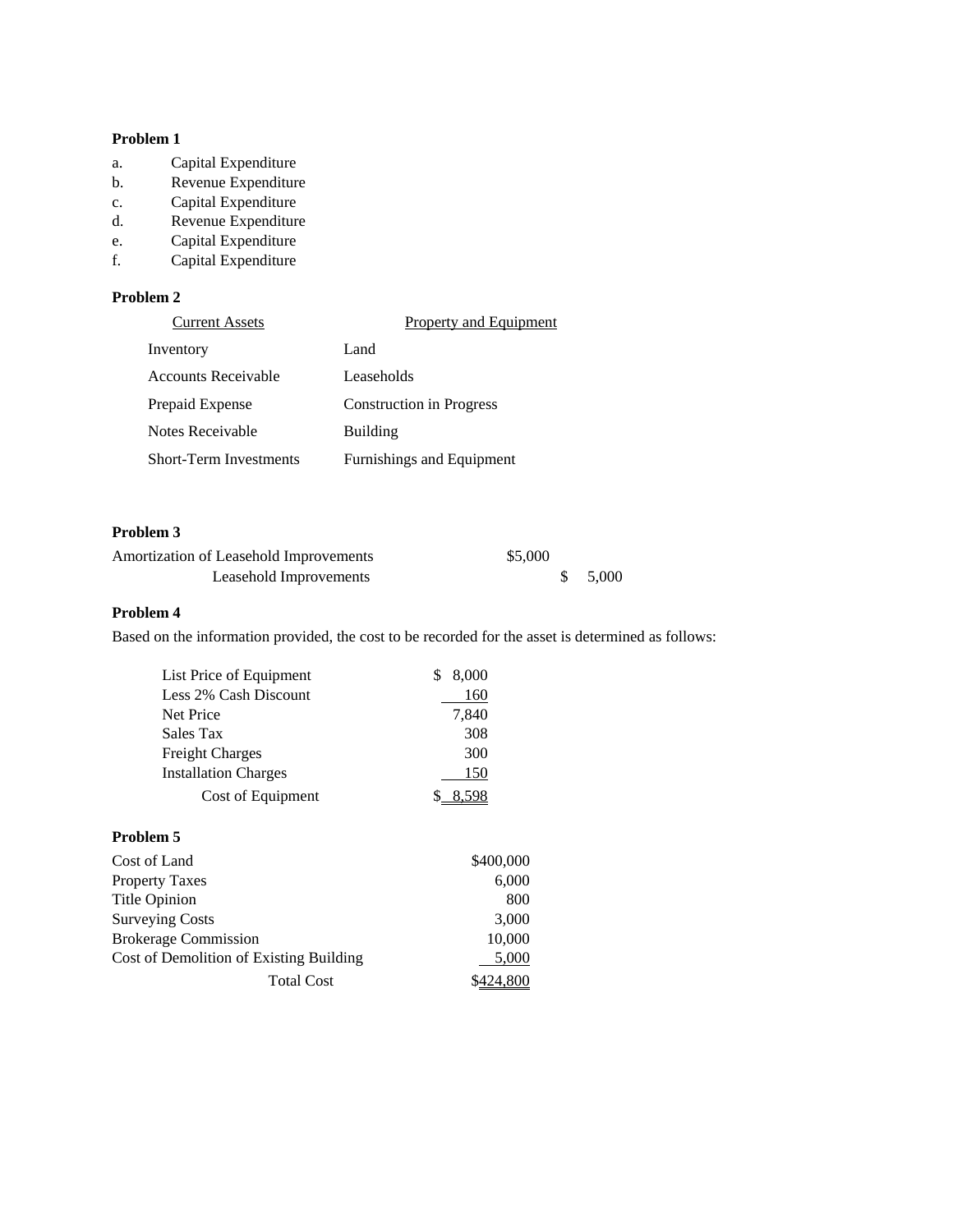**Problem 1**

a. Capital Expenditure
b. Revenue Expenditure
c. Capital Expenditure
d. Revenue Expenditure
e. Capital Expenditure
f. Capital Expenditure

**Problem 2**

| Current Assets | Property and Equipment |
|---|---|
| Inventory | Land |
| Accounts Receivable | Leaseholds |
| Prepaid Expense | Construction in Progress |
| Notes Receivable | Building |
| Short-Term Investments | Furnishings and Equipment |

**Problem 3**

| | | |
|---|---|---|
| Amortization of Leasehold Improvements | $5,000 | |
| Leasehold Improvements | | $ 5,000 |

**Problem 4**

Based on the information provided, the cost to be recorded for the asset is determined as follows:

| | |
|---|---|
| List Price of Equipment | $ 8,000 |
| Less 2% Cash Discount | 160 |
| Net Price | 7,840 |
| Sales Tax | 308 |
| Freight Charges | 300 |
| Installation Charges | 150 |
| Cost of Equipment | $ 8,598 |

**Problem 5**

| | |
|---|---|
| Cost of Land | $400,000 |
| Property Taxes | 6,000 |
| Title Opinion | 800 |
| Surveying Costs | 3,000 |
| Brokerage Commission | 10,000 |
| Cost of Demolition of Existing Building | 5,000 |
| Total Cost | $424,800 |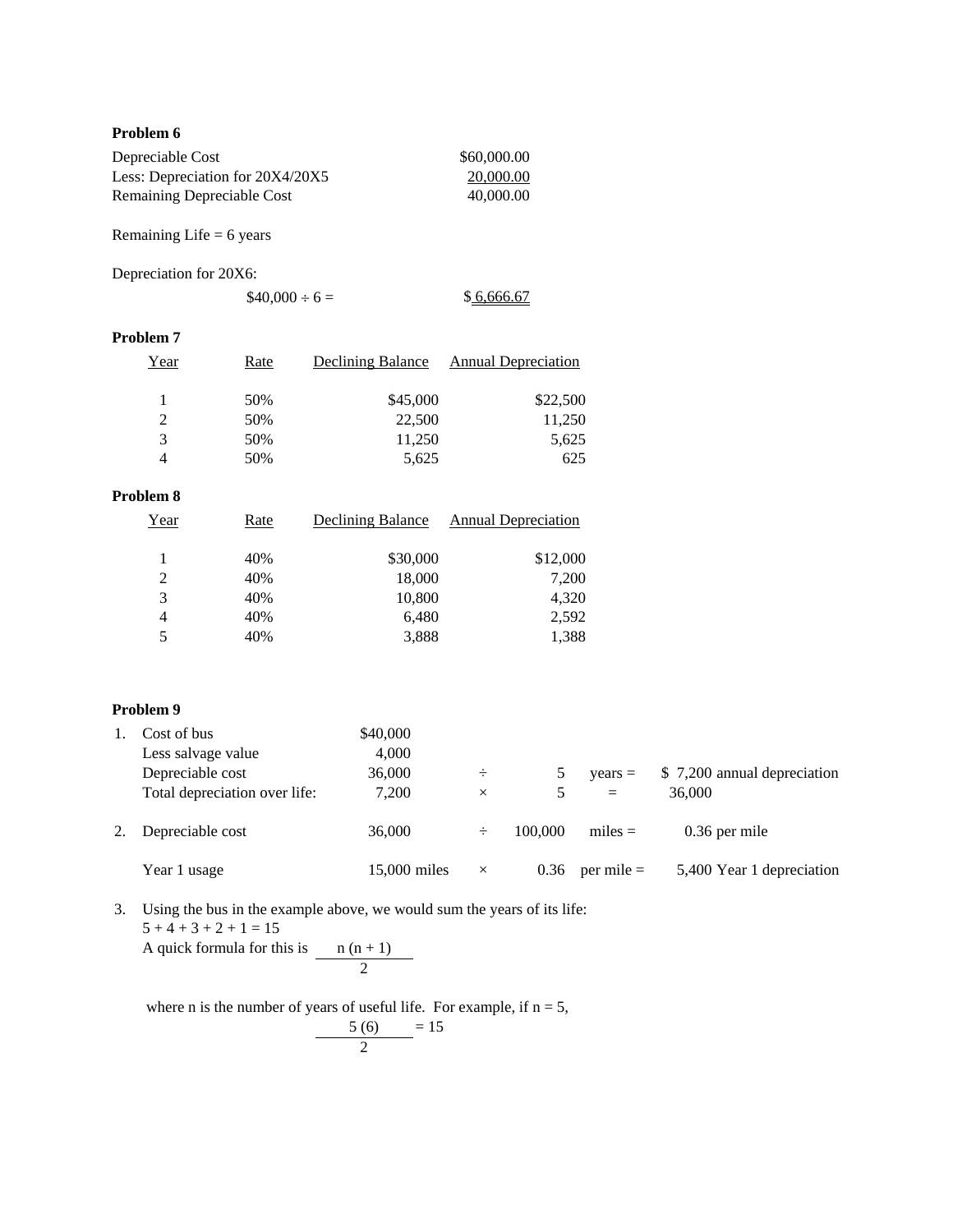**Problem 6**

| | |
|---|---|
| Depreciable Cost | $60,000.00 |
| Less: Depreciation for 20X4/20X5 | 20,000.00 |
| Remaining Depreciable Cost | 40,000.00 |

Remaining Life = 6 years

Depreciation for 20X6:

$40,000 ÷ 6 = $ 6,666.67

**Problem 7**

| Year | Rate | Declining Balance | Annual Depreciation |
|---|---|---|---|
| 1 | 50% | $45,000 | $22,500 |
| 2 | 50% | 22,500 | 11,250 |
| 3 | 50% | 11,250 | 5,625 |
| 4 | 50% | 5,625 | 625 |

**Problem 8**

| Year | Rate | Declining Balance | Annual Depreciation |
|---|---|---|---|
| 1 | 40% | $30,000 | $12,000 |
| 2 | 40% | 18,000 | 7,200 |
| 3 | 40% | 10,800 | 4,320 |
| 4 | 40% | 6,480 | 2,592 |
| 5 | 40% | 3,888 | 1,388 |

**Problem 9**

| | | | | | | |
|---|---|---|---|---|---|---|
| 1. Cost of bus | $40,000 | | | | | |
| Less salvage value | 4,000 | | | | | |
| Depreciable cost | 36,000 | ÷ | 5 | years = | $ 7,200 annual depreciation | |
| Total depreciation over life: | 7,200 | × | 5 | = | 36,000 | |
| 2. Depreciable cost | 36,000 | ÷ | 100,000 | miles = | 0.36 per mile | |
| Year 1 usage | 15,000 miles | × | 0.36 | per mile = | 5,400 Year 1 depreciation | |

3. Using the bus in the example above, we would sum the years of its life:
   5 + 4 + 3 + 2 + 1 = 15
   A quick formula for this is $\frac{n(n+1)}{2}$

   where n is the number of years of useful life. For example, if n = 5,

   $$\frac{5(6)}{2} = 15$$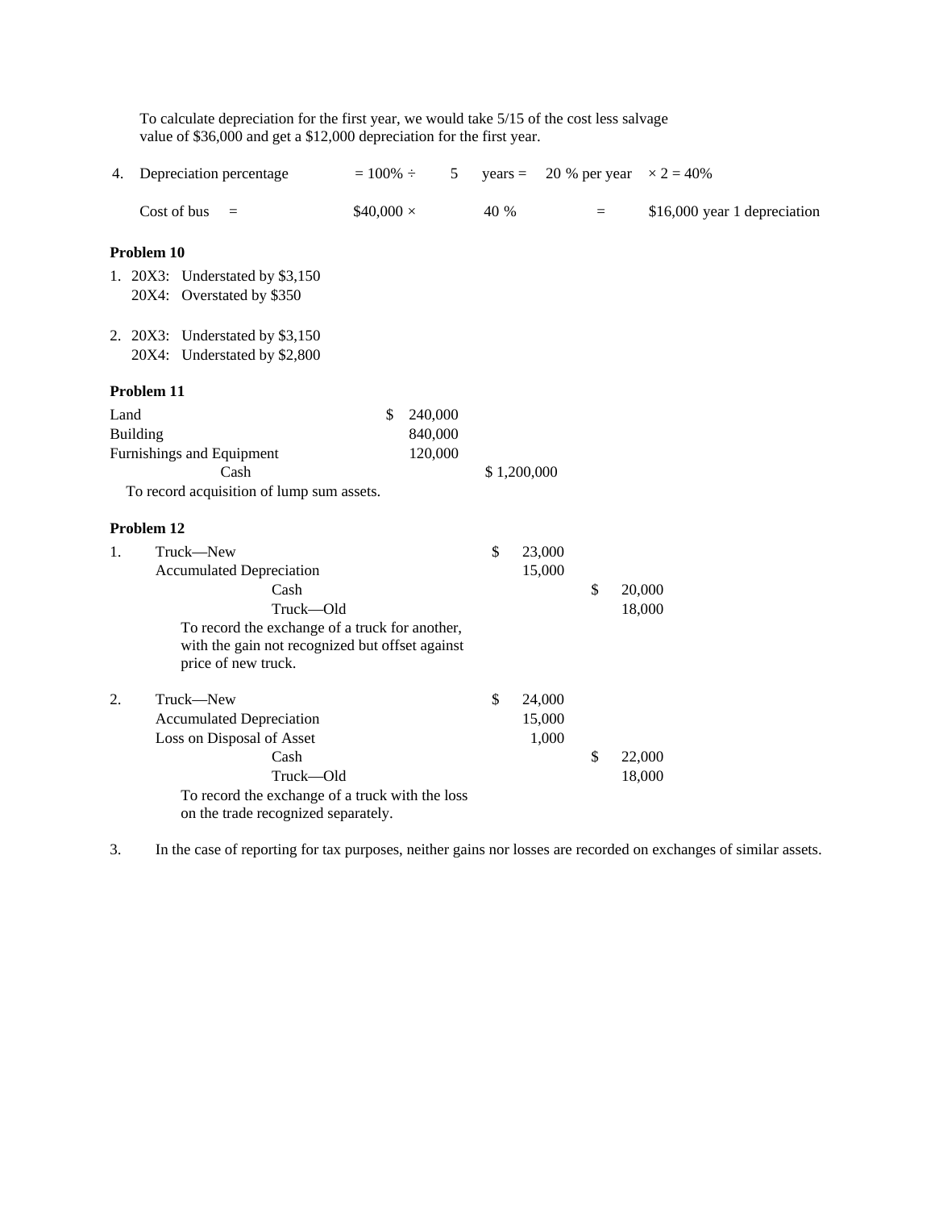To calculate depreciation for the first year, we would take 5/15 of the cost less salvage value of $36,000 and get a $12,000 depreciation for the first year.

4. Depreciation percentage = 100% ÷ 5 years = 20 % per year × 2 = 40%

   Cost of bus = $40,000 × 40 % = $16,000 year 1 depreciation

**Problem 10**

1. 20X3: Understated by $3,150
   20X4: Overstated by $350

2. 20X3: Understated by $3,150
   20X4: Understated by $2,800

**Problem 11**

| | | |
|---|---|---|
| Land | $ 240,000 | |
| Building | 840,000 | |
| Furnishings and Equipment | 120,000 | |
| Cash | | $ 1,200,000 |
| To record acquisition of lump sum assets. | | |

**Problem 12**

| | | | |
|---|---|---|---|
| 1. | Truck—New | $ 23,000 | |
| | Accumulated Depreciation | 15,000 | |
| | Cash | | $ 20,000 |
| | Truck—Old | | 18,000 |
| | To record the exchange of a truck for another, with the gain not recognized but offset against price of new truck. | | |
| 2. | Truck—New | $ 24,000 | |
| | Accumulated Depreciation | 15,000 | |
| | Loss on Disposal of Asset | 1,000 | |
| | Cash | | $ 22,000 |
| | Truck—Old | | 18,000 |
| | To record the exchange of a truck with the loss on the trade recognized separately. | | |

3. In the case of reporting for tax purposes, neither gains nor losses are recorded on exchanges of similar assets.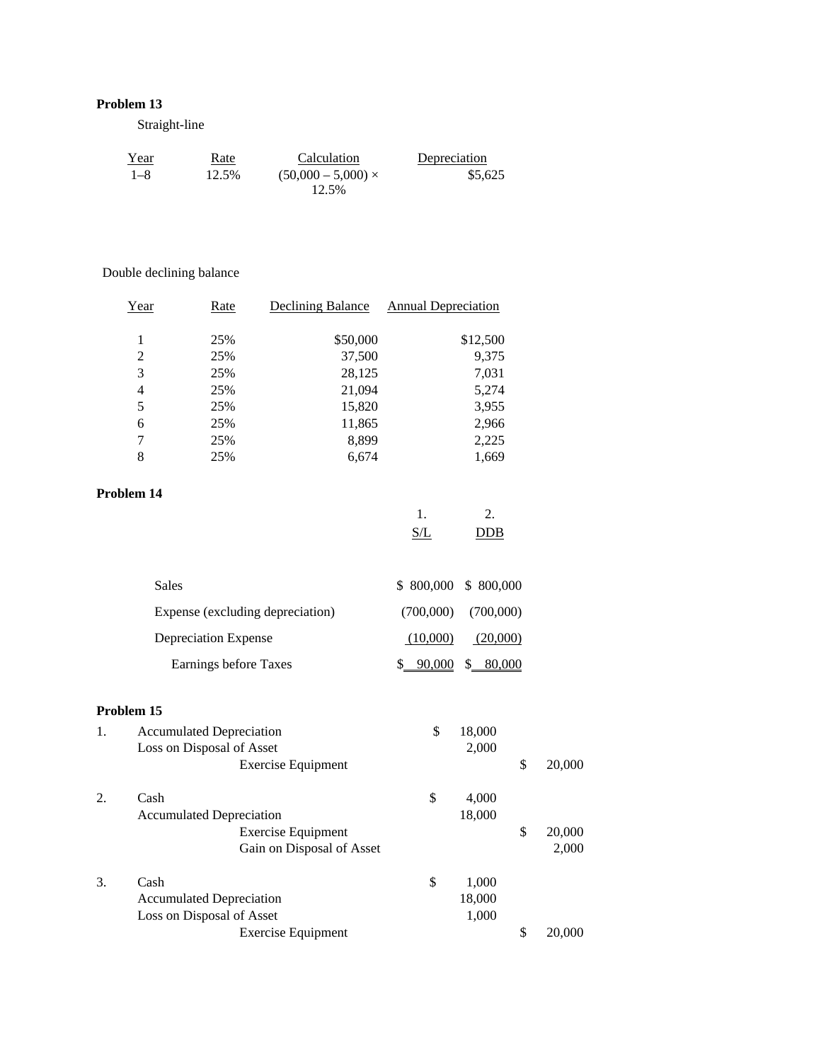**Problem 13**

Straight-line

| Year | Rate | Calculation | Depreciation |
|---|---|---|---|
| 1–8 | 12.5% | (50,000 – 5,000) × 12.5% | $5,625 |

Double declining balance

| Year | Rate | Declining Balance | Annual Depreciation |
|---|---|---|---|
| 1 | 25% | $50,000 | $12,500 |
| 2 | 25% | 37,500 | 9,375 |
| 3 | 25% | 28,125 | 7,031 |
| 4 | 25% | 21,094 | 5,274 |
| 5 | 25% | 15,820 | 3,955 |
| 6 | 25% | 11,865 | 2,966 |
| 7 | 25% | 8,899 | 2,225 |
| 8 | 25% | 6,674 | 1,669 |

**Problem 14**

| | 1. S/L | 2. DDB |
|---|---|---|
| Sales | $ 800,000 | $ 800,000 |
| Expense (excluding depreciation) | (700,000) | (700,000) |
| Depreciation Expense | (10,000) | (20,000) |
| Earnings before Taxes | $ 90,000 | $ 80,000 |

**Problem 15**

| | | Debit | Credit |
|---|---|---|---|
| 1. | Accumulated Depreciation | $ 18,000 | |
| | Loss on Disposal of Asset | 2,000 | |
| | Exercise Equipment | | $ 20,000 |
| 2. | Cash | $ 4,000 | |
| | Accumulated Depreciation | 18,000 | |
| | Exercise Equipment | | $ 20,000 |
| | Gain on Disposal of Asset | | 2,000 |
| 3. | Cash | $ 1,000 | |
| | Accumulated Depreciation | 18,000 | |
| | Loss on Disposal of Asset | 1,000 | |
| | Exercise Equipment | | $ 20,000 |